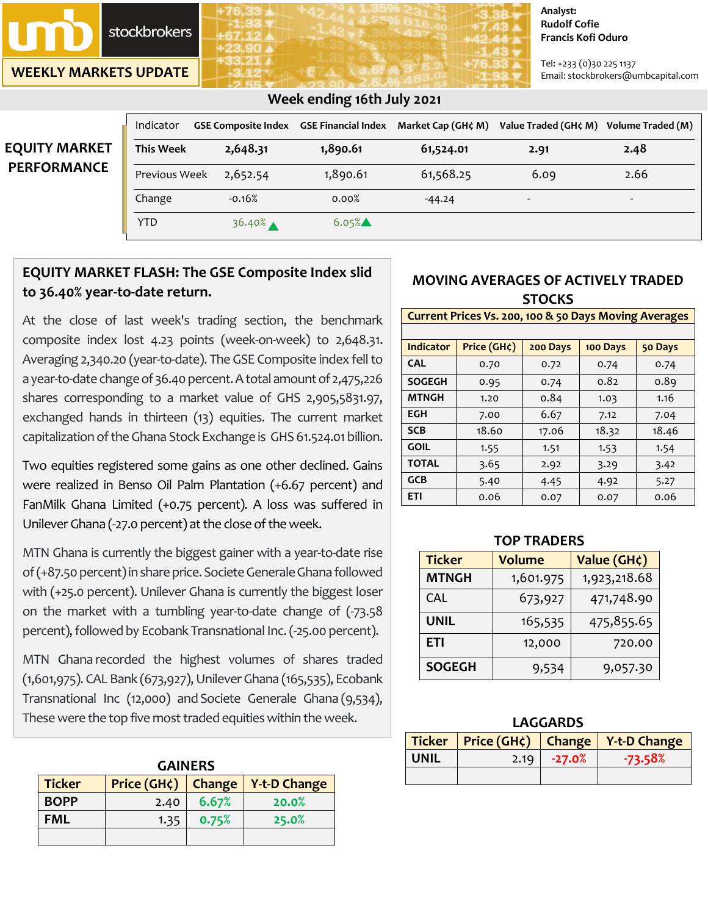umb stockbrokers

WEEKLY MARKETS UPDATE

Analyst:
Rudolf Cofie
Francis Kofi Oduro

Tel: +233 (0)30 225 1137
Email: stockbrokers@umbcapital.com

## Week ending 16th July 2021

## EQUITY MARKET PERFORMANCE

| Indicator | GSE Composite Index | GSE Financial Index | Market Cap (GH¢ M) | Value Traded (GH¢ M) | Volume Traded (M) |
|---|---|---|---|---|---|
| **This Week** | **2,648.31** | **1,890.61** | **61,524.01** | **2.91** | **2.48** |
| Previous Week | 2,652.54 | 1,890.61 | 61,568.25 | 6.09 | 2.66 |
| Change | -0.16% | 0.00% | -44.24 | - | - |
| YTD | 36.40% ▲ | 6.05%▲ | | | |

### EQUITY MARKET FLASH: The GSE Composite Index slid to 36.40% year-to-date return.

At the close of last week's trading section, the benchmark composite index lost 4.23 points (week-on-week) to 2,648.31. Averaging 2,340.20 (year-to-date). The GSE Composite index fell to a year-to-date change of 36.40 percent. A total amount of 2,475,226 shares corresponding to a market value of GHS 2,905,5831.97, exchanged hands in thirteen (13) equities. The current market capitalization of the Ghana Stock Exchange is GHS 61.524.01 billion.

Two equities registered some gains as one other declined. Gains were realized in Benso Oil Palm Plantation (+6.67 percent) and FanMilk Ghana Limited (+0.75 percent). A loss was suffered in Unilever Ghana (-27.0 percent) at the close of the week.

MTN Ghana is currently the biggest gainer with a year-to-date rise of (+87.50 percent) in share price. Societe Generale Ghana followed with (+25.0 percent). Unilever Ghana is currently the biggest loser on the market with a tumbling year-to-date change of (-73.58 percent), followed by Ecobank Transnational Inc. (-25.00 percent).

MTN Ghana recorded the highest volumes of shares traded (1,601,975). CAL Bank (673,927), Unilever Ghana (165,535), Ecobank Transnational Inc (12,000) and Societe Generale Ghana (9,534), These were the top five most traded equities within the week.

### GAINERS

| Ticker | Price (GH¢) | Change | Y-t-D Change |
|---|---|---|---|
| **BOPP** | 2.40 | 6.67% | 20.0% |
| **FML** | 1.35 | 0.75% | 25.0% |
| | | | |

### MOVING AVERAGES OF ACTIVELY TRADED STOCKS

Current Prices Vs. 200, 100 & 50 Days Moving Averages

| Indicator | Price (GH¢) | 200 Days | 100 Days | 50 Days |
|---|---|---|---|---|
| CAL | 0.70 | 0.72 | 0.74 | 0.74 |
| SOGEGH | 0.95 | 0.74 | 0.82 | 0.89 |
| MTNGH | 1.20 | 0.84 | 1.03 | 1.16 |
| EGH | 7.00 | 6.67 | 7.12 | 7.04 |
| SCB | 18.60 | 17.06 | 18.32 | 18.46 |
| GOIL | 1.55 | 1.51 | 1.53 | 1.54 |
| TOTAL | 3.65 | 2.92 | 3.29 | 3.42 |
| GCB | 5.40 | 4.45 | 4.92 | 5.27 |
| ETI | 0.06 | 0.07 | 0.07 | 0.06 |

### TOP TRADERS

| Ticker | Volume | Value (GH¢) |
|---|---|---|
| MTNGH | 1,601.975 | 1,923,218.68 |
| CAL | 673,927 | 471,748.90 |
| UNIL | 165,535 | 475,855.65 |
| ETI | 12,000 | 720.00 |
| SOGEGH | 9,534 | 9,057.30 |

### LAGGARDS

| Ticker | Price (GH¢) | Change | Y-t-D Change |
|---|---|---|---|
| UNIL | 2.19 | -27.0% | -73.58% |
| | | | |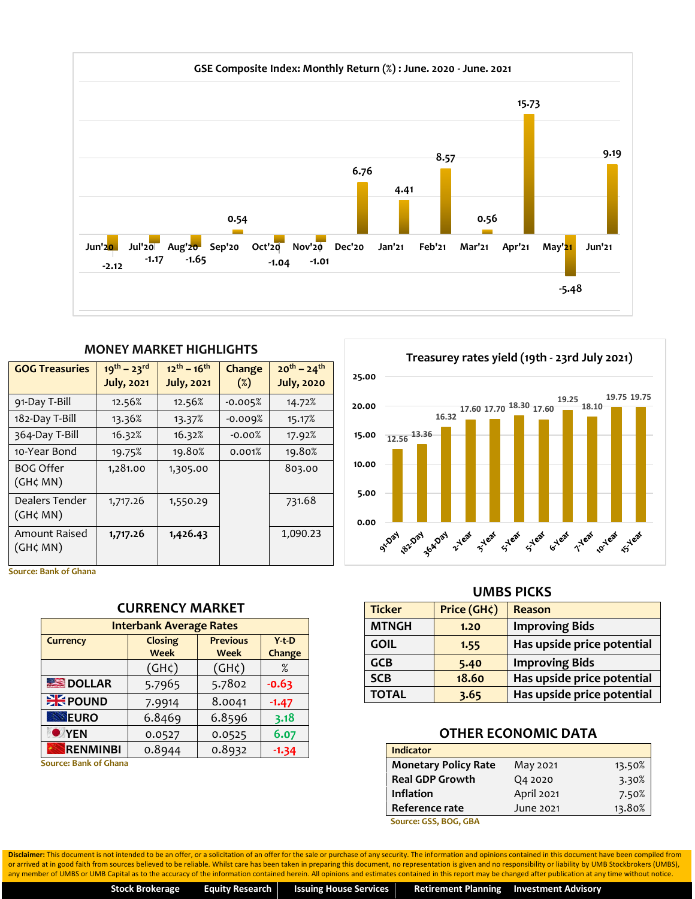GSE Composite Index: Monthly Return (%) : June. 2020 - June. 2021

Jun'20 -2.12
Jul'20 -1.17
Aug'20 -1.65
Sep'20 0.54
Oct'20 -1.04
Nov'20 -1.01
Dec'20 6.76
Jan'21 4.41
Feb'21 8.57
Mar'21 0.56
Apr'21 15.73
May'21 -5.48
Jun'21 9.19

## MONEY MARKET HIGHLIGHTS

| GOG Treasuries | 19th – 23rd July, 2021 | 12th – 16th July, 2021 | Change (%) | 20th – 24th July, 2020 |
|---|---|---|---|---|
| 91-Day T-Bill | 12.56% | 12.56% | -0.005% | 14.72% |
| 182-Day T-Bill | 13.36% | 13.37% | -0.009% | 15.17% |
| 364-Day T-Bill | 16.32% | 16.32% | -0.00% | 17.92% |
| 10-Year Bond | 19.75% | 19.80% | 0.001% | 19.80% |
| BOG Offer (GH¢ MN) | 1,281.00 | 1,305.00 | | 803.00 |
| Dealers Tender (GH¢ MN) | 1,717.26 | 1,550.29 | | 731.68 |
| Amount Raised (GH¢ MN) | **1,717.26** | **1,426.43** | | 1,090.23 |

Source: Bank of Ghana

Treasurey rates yield (19th - 23rd July 2021)

25.00
20.00
15.00
10.00
5.00
0.00

91-Day 12.56
182-Day 13.36
364-Day 16.32
2-Year 17.60
3-Year 17.70
5-Year 18.30
5-Year 17.60
6-Year 19.25
7-Year 18.10
10-Year 19.75
15-Year 19.75

## CURRENCY MARKET

| Interbank Average Rates | | | |
|---|---|---|---|
| Currency | Closing Week | Previous Week | Y-t-D Change |
| | (GH¢) | (GH¢) | % |
| DOLLAR | 5.7965 | 5.7802 | -0.63 |
| POUND | 7.9914 | 8.0041 | -1.47 |
| EURO | 6.8469 | 6.8596 | 3.18 |
| YEN | 0.0527 | 0.0525 | 6.07 |
| RENMINBI | 0.8944 | 0.8932 | -1.34 |

Source: Bank of Ghana

## UMBS PICKS

| Ticker | Price (GH¢) | Reason |
|---|---|---|
| MTNGH | 1.20 | Improving Bids |
| GOIL | 1.55 | Has upside price potential |
| GCB | 5.40 | Improving Bids |
| SCB | 18.60 | Has upside price potential |
| TOTAL | 3.65 | Has upside price potential |

## OTHER ECONOMIC DATA

| Indicator | | |
|---|---|---|
| Monetary Policy Rate | May 2021 | 13.50% |
| Real GDP Growth | Q4 2020 | 3.30% |
| Inflation | April 2021 | 7.50% |
| Reference rate | June 2021 | 13.80% |

Source: GSS, BOG, GBA

**Disclaimer:** This document is not intended to be an offer, or a solicitation of an offer for the sale or purchase of any security. The information and opinions contained in this document have been compiled from or arrived at in good faith from sources believed to be reliable. Whilst care has been taken in preparing this document, no representation is given and no responsibility or liability by UMB Stockbrokers (UMBS), any member of UMBS or UMB Capital as to the accuracy of the information contained herein. All opinions and estimates contained in this report may be changed after publication at any time without notice.

Stock Brokerage | Equity Research | Issuing House Services | Retirement Planning | Investment Advisory